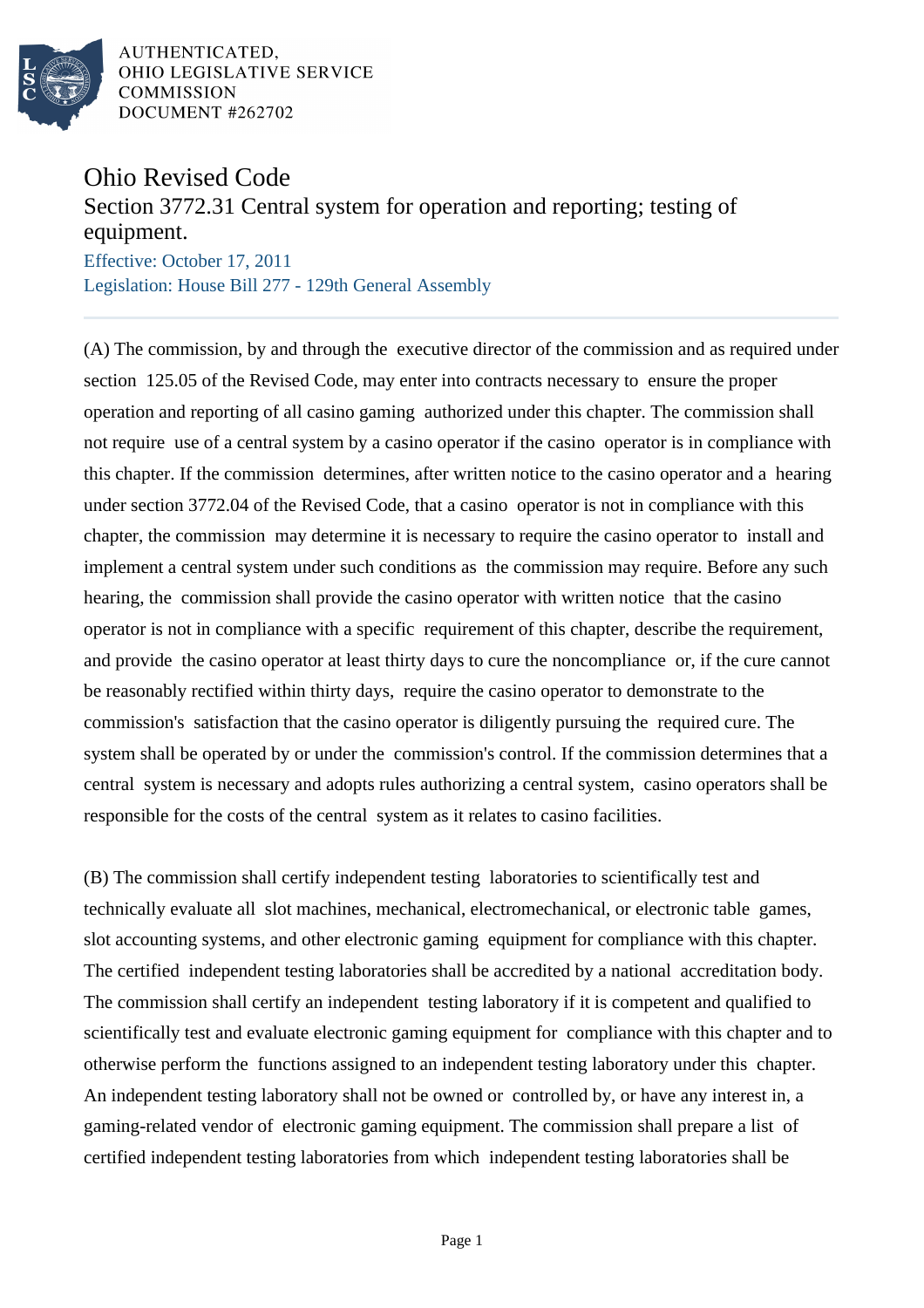AUTHENTICATED,
OHIO LEGISLATIVE SERVICE
COMMISSION
DOCUMENT #262702

# Ohio Revised Code

## Section 3772.31 Central system for operation and reporting; testing of equipment.

Effective: October 17, 2011

Legislation: House Bill 277 - 129th General Assembly

(A) The commission, by and through the executive director of the commission and as required under section 125.05 of the Revised Code, may enter into contracts necessary to ensure the proper operation and reporting of all casino gaming authorized under this chapter. The commission shall not require use of a central system by a casino operator if the casino operator is in compliance with this chapter. If the commission determines, after written notice to the casino operator and a hearing under section 3772.04 of the Revised Code, that a casino operator is not in compliance with this chapter, the commission may determine it is necessary to require the casino operator to install and implement a central system under such conditions as the commission may require. Before any such hearing, the commission shall provide the casino operator with written notice that the casino operator is not in compliance with a specific requirement of this chapter, describe the requirement, and provide the casino operator at least thirty days to cure the noncompliance or, if the cure cannot be reasonably rectified within thirty days, require the casino operator to demonstrate to the commission's satisfaction that the casino operator is diligently pursuing the required cure. The system shall be operated by or under the commission's control. If the commission determines that a central system is necessary and adopts rules authorizing a central system, casino operators shall be responsible for the costs of the central system as it relates to casino facilities.

(B) The commission shall certify independent testing laboratories to scientifically test and technically evaluate all slot machines, mechanical, electromechanical, or electronic table games, slot accounting systems, and other electronic gaming equipment for compliance with this chapter. The certified independent testing laboratories shall be accredited by a national accreditation body. The commission shall certify an independent testing laboratory if it is competent and qualified to scientifically test and evaluate electronic gaming equipment for compliance with this chapter and to otherwise perform the functions assigned to an independent testing laboratory under this chapter. An independent testing laboratory shall not be owned or controlled by, or have any interest in, a gaming-related vendor of electronic gaming equipment. The commission shall prepare a list of certified independent testing laboratories from which independent testing laboratories shall be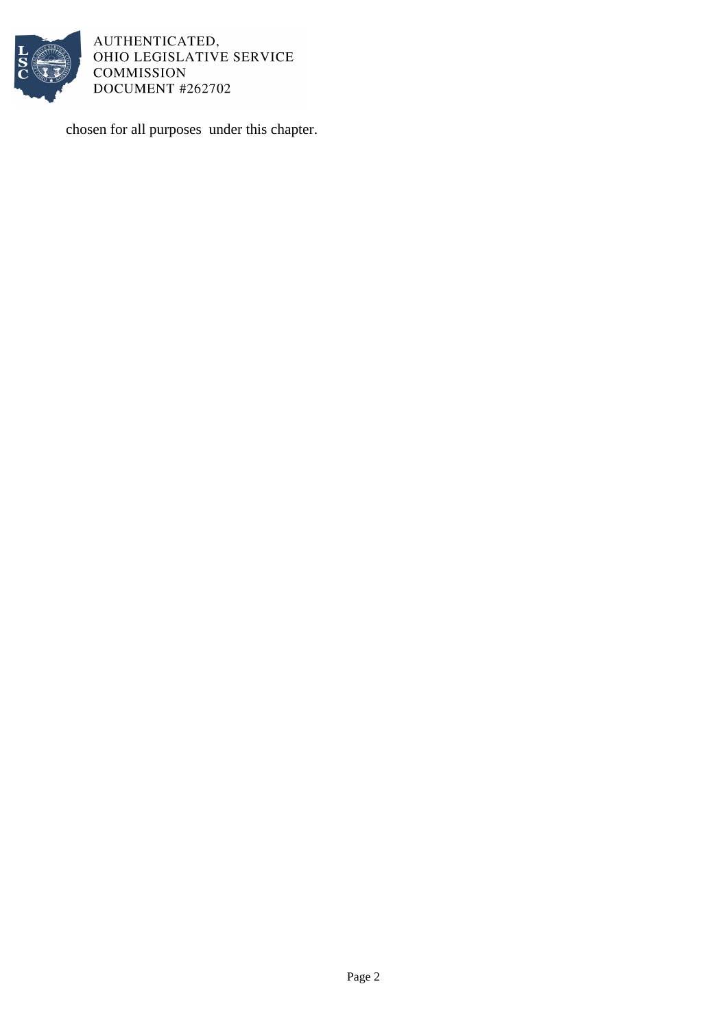chosen for all purposes under this chapter.